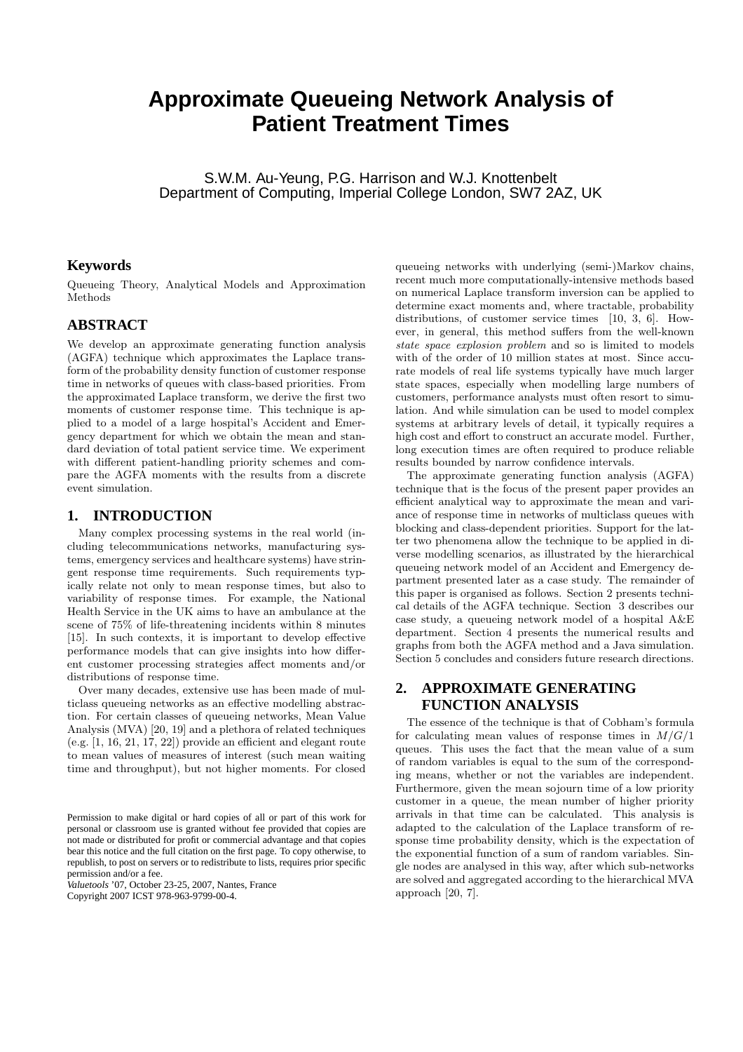# Approximate Queueing Network Analysis of Patient Treatment Times

S.W.M. Au-Yeung, P.G. Harrison and W.J. Knottenbelt
Department of Computing, Imperial College London, SW7 2AZ, UK

## Keywords

Queueing Theory, Analytical Models and Approximation Methods

## ABSTRACT

We develop an approximate generating function analysis (AGFA) technique which approximates the Laplace transform of the probability density function of customer response time in networks of queues with class-based priorities. From the approximated Laplace transform, we derive the first two moments of customer response time. This technique is applied to a model of a large hospital's Accident and Emergency department for which we obtain the mean and standard deviation of total patient service time. We experiment with different patient-handling priority schemes and compare the AGFA moments with the results from a discrete event simulation.

## 1. INTRODUCTION

Many complex processing systems in the real world (including telecommunications networks, manufacturing systems, emergency services and healthcare systems) have stringent response time requirements. Such requirements typically relate not only to mean response times, but also to variability of response times. For example, the National Health Service in the UK aims to have an ambulance at the scene of 75% of life-threatening incidents within 8 minutes [15]. In such contexts, it is important to develop effective performance models that can give insights into how different customer processing strategies affect moments and/or distributions of response time.

Over many decades, extensive use has been made of multiclass queueing networks as an effective modelling abstraction. For certain classes of queueing networks, Mean Value Analysis (MVA) [20, 19] and a plethora of related techniques (e.g. [1, 16, 21, 17, 22]) provide an efficient and elegant route to mean values of measures of interest (such mean waiting time and throughput), but not higher moments. For closed queueing networks with underlying (semi-)Markov chains, recent much more computationally-intensive methods based on numerical Laplace transform inversion can be applied to determine exact moments and, where tractable, probability distributions, of customer service times [10, 3, 6]. However, in general, this method suffers from the well-known *state space explosion problem* and so is limited to models with of the order of 10 million states at most. Since accurate models of real life systems typically have much larger state spaces, especially when modelling large numbers of customers, performance analysts must often resort to simulation. And while simulation can be used to model complex systems at arbitrary levels of detail, it typically requires a high cost and effort to construct an accurate model. Further, long execution times are often required to produce reliable results bounded by narrow confidence intervals.

The approximate generating function analysis (AGFA) technique that is the focus of the present paper provides an efficient analytical way to approximate the mean and variance of response time in networks of multiclass queues with blocking and class-dependent priorities. Support for the latter two phenomena allow the technique to be applied in diverse modelling scenarios, as illustrated by the hierarchical queueing network model of an Accident and Emergency department presented later as a case study. The remainder of this paper is organised as follows. Section 2 presents technical details of the AGFA technique. Section 3 describes our case study, a queueing network model of a hospital A&E department. Section 4 presents the numerical results and graphs from both the AGFA method and a Java simulation. Section 5 concludes and considers future research directions.

## 2. APPROXIMATE GENERATING FUNCTION ANALYSIS

The essence of the technique is that of Cobham's formula for calculating mean values of response times in $M/G/1$ queues. This uses the fact that the mean value of a sum of random variables is equal to the sum of the corresponding means, whether or not the variables are independent. Furthermore, given the mean sojourn time of a low priority customer in a queue, the mean number of higher priority arrivals in that time can be calculated. This analysis is adapted to the calculation of the Laplace transform of response time probability density, which is the expectation of the exponential function of a sum of random variables. Single nodes are analysed in this way, after which sub-networks are solved and aggregated according to the hierarchical MVA approach [20, 7].

Permission to make digital or hard copies of all or part of this work for personal or classroom use is granted without fee provided that copies are not made or distributed for profit or commercial advantage and that copies bear this notice and the full citation on the first page. To copy otherwise, to republish, to post on servers or to redistribute to lists, requires prior specific permission and/or a fee.
*Valuetools* '07, October 23-25, 2007, Nantes, France
Copyright 2007 ICST 978-963-9799-00-4.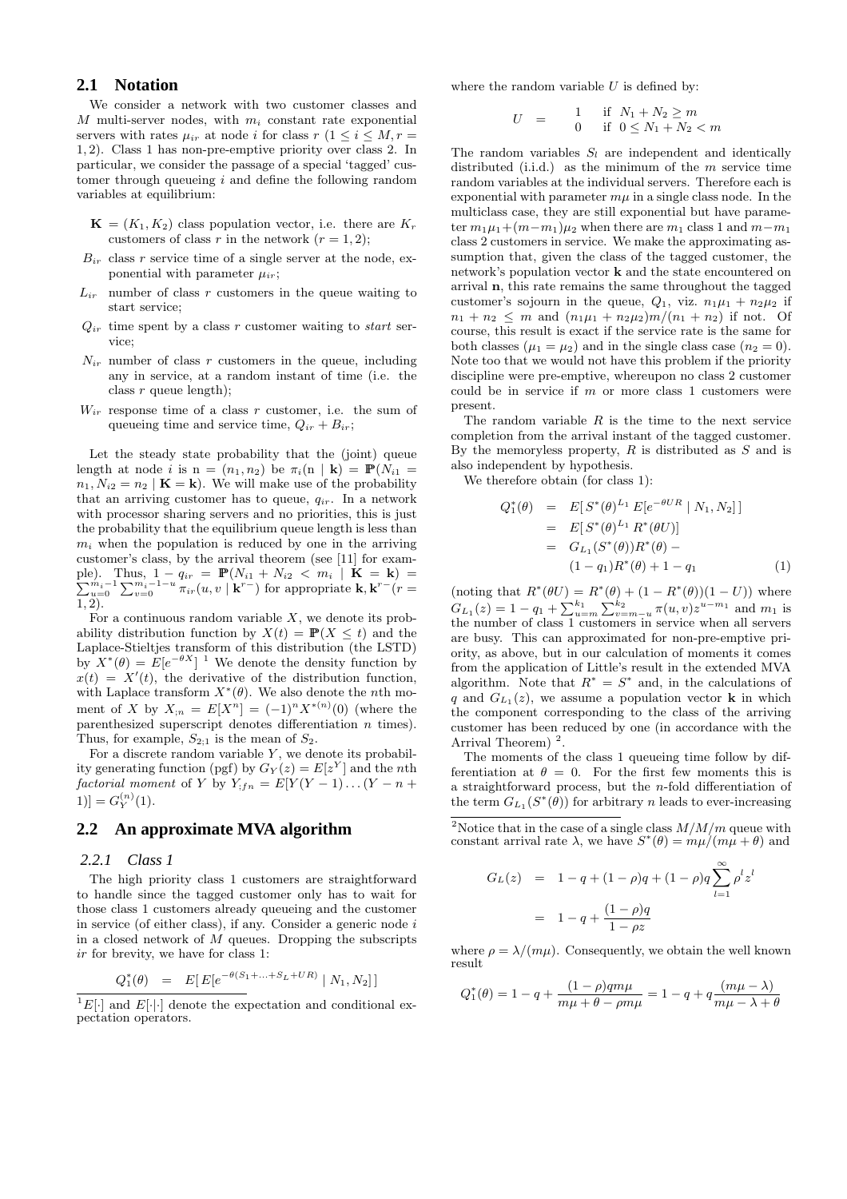## 2.1 Notation

We consider a network with two customer classes and $M$ multi-server nodes, with $m_i$ constant rate exponential servers with rates $\mu_{ir}$ at node $i$ for class $r$ ($1 \le i \le M, r = 1, 2$). Class 1 has non-pre-emptive priority over class 2. In particular, we consider the passage of a special 'tagged' customer through queueing $i$ and define the following random variables at equilibrium:

- $\mathbf{K} = (K_1, K_2)$ class population vector, i.e. there are $K_r$ customers of class $r$ in the network ($r = 1, 2$);
- $B_{ir}$ class $r$ service time of a single server at the node, exponential with parameter $\mu_{ir}$;
- $L_{ir}$ number of class $r$ customers in the queue waiting to start service;
- $Q_{ir}$ time spent by a class $r$ customer waiting to *start* service;
- $N_{ir}$ number of class $r$ customers in the queue, including any in service, at a random instant of time (i.e. the class $r$ queue length);
- $W_{ir}$ response time of a class $r$ customer, i.e. the sum of queueing time and service time, $Q_{ir} + B_{ir}$;

Let the steady state probability that the (joint) queue length at node $i$ is $\mathrm{n} = (n_1, n_2)$ be $\pi_i(\mathrm{n} \mid \mathbf{k}) = \mathbb{P}(N_{i1} = n_1, N_{i2} = n_2 \mid \mathbf{K} = \mathbf{k})$. We will make use of the probability that an arriving customer has to queue, $q_{ir}$. In a network with processor sharing servers and no priorities, this is just the probability that the equilibrium queue length is less than $m_i$ when the population is reduced by one in the arriving customer's class, by the arrival theorem (see [11] for example). Thus, $1 - q_{ir} = \mathbb{P}(N_{i1} + N_{i2} < m_i \mid \mathbf{K} = \mathbf{k}) = \sum_{u=0}^{m_i-1} \sum_{v=0}^{m_i-1-u} \pi_{ir}(u, v \mid \mathbf{k}^{r-})$ for appropriate $\mathbf{k}, \mathbf{k}^{r-} (r = 1, 2)$.

For a continuous random variable $X$, we denote its probability distribution function by $X(t) = \mathbb{P}(X \le t)$ and the Laplace-Stieltjes transform of this distribution (the LSTD) by $X^*(\theta) = E[e^{-\theta X}]$ [1] We denote the density function by $x(t) = X'(t)$, the derivative of the distribution function, with Laplace transform $X^*(\theta)$. We also denote the $n$th moment of $X$ by $X_{;n} = E[X^n] = (-1)^n X^{*(n)}(0)$ (where the parenthesized superscript denotes differentiation $n$ times). Thus, for example, $S_{2;1}$ is the mean of $S_2$.

For a discrete random variable $Y$, we denote its probability generating function (pgf) by $G_Y(z) = E[z^Y]$ and the $n$th *factorial moment* of $Y$ by $Y_{;fn} = E[Y(Y-1)\ldots(Y-n+1)] = G_Y^{(n)}(1)$.

## 2.2 An approximate MVA algorithm

### 2.2.1 Class 1

The high priority class 1 customers are straightforward to handle since the tagged customer only has to wait for those class 1 customers already queueing and the customer in service (of either class), if any. Consider a generic node $i$ in a closed network of $M$ queues. Dropping the subscripts $ir$ for brevity, we have for class 1:

$$Q_1^*(\theta) = E[\,E[e^{-\theta(S_1 + \ldots + S_L + UR)} \mid N_1, N_2]\,]$$

where the random variable $U$ is defined by:

$$U = \begin{cases} 1 & \text{if } N_1 + N_2 \ge m \\ 0 & \text{if } 0 \le N_1 + N_2 < m \end{cases}$$

The random variables $S_l$ are independent and identically distributed (i.i.d.) as the minimum of the $m$ service time random variables at the individual servers. Therefore each is exponential with parameter $m\mu$ in a single class node. In the multiclass case, they are still exponential but have parameter $m_1\mu_1 + (m - m_1)\mu_2$ when there are $m_1$ class 1 and $m - m_1$ class 2 customers in service. We make the approximating assumption that, given the class of the tagged customer, the network's population vector $\mathbf{k}$ and the state encountered on arrival $\mathbf{n}$, this rate remains the same throughout the tagged customer's sojourn in the queue, $Q_1$, viz. $n_1\mu_1 + n_2\mu_2$ if $n_1 + n_2 \le m$ and $(n_1\mu_1 + n_2\mu_2)m/(n_1 + n_2)$ if not. Of course, this result is exact if the service rate is the same for both classes ($\mu_1 = \mu_2$) and in the single class case ($n_2 = 0$). Note too that we would not have this problem if the priority discipline were pre-emptive, whereupon no class 2 customer could be in service if $m$ or more class 1 customers were present.

The random variable $R$ is the time to the next service completion from the arrival instant of the tagged customer. By the memoryless property, $R$ is distributed as $S$ and is also independent by hypothesis.

We therefore obtain (for class 1):

$$\begin{aligned} Q_1^*(\theta) &= E[\,S^*(\theta)^{L_1}\, E[e^{-\theta UR} \mid N_1, N_2]\,] \\ &= E[\,S^*(\theta)^{L_1}\, R^*(\theta U)] \\ &= G_{L_1}(S^*(\theta)) R^*(\theta) - \\ &\quad (1 - q_1) R^*(\theta) + 1 - q_1 \end{aligned} \tag{1}$$

(noting that $R^*(\theta U) = R^*(\theta) + (1 - R^*(\theta))(1 - U))$ where $G_{L_1}(z) = 1 - q_1 + \sum_{u=m}^{k_1} \sum_{v=m-u}^{k_2} \pi(u, v) z^{u - m_1}$ and $m_1$ is the number of class 1 customers in service when all servers are busy. This can approximated for non-pre-emptive priority, as above, but in our calculation of moments it comes from the application of Little's result in the extended MVA algorithm. Note that $R^* = S^*$ and, in the calculations of $q$ and $G_{L_1}(z)$, we assume a population vector $\mathbf{k}$ in which the component corresponding to the class of the arriving customer has been reduced by one (in accordance with the Arrival Theorem) [2].

The moments of the class 1 queueing time follow by differentiation at $\theta = 0$. For the first few moments this is a straightforward process, but the $n$-fold differentiation of the term $G_{L_1}(S^*(\theta))$ for arbitrary $n$ leads to ever-increasing

---

[1] $E[\cdot]$ and $E[\cdot|\cdot]$ denote the expectation and conditional expectation operators.

[2] Notice that in the case of a single class $M/M/m$ queue with constant arrival rate $\lambda$, we have $S^*(\theta) = m\mu/(m\mu + \theta)$ and

$$\begin{aligned} G_L(z) &= 1 - q + (1 - \rho)q + (1 - \rho)q \sum_{l=1}^{\infty} \rho^l z^l \\ &= 1 - q + \frac{(1 - \rho)q}{1 - \rho z} \end{aligned}$$

where $\rho = \lambda/(m\mu)$. Consequently, we obtain the well known result

$$Q_1^*(\theta) = 1 - q + \frac{(1 - \rho)qm\mu}{m\mu + \theta - \rho m\mu} = 1 - q + q\frac{(m\mu - \lambda)}{m\mu - \lambda + \theta}$$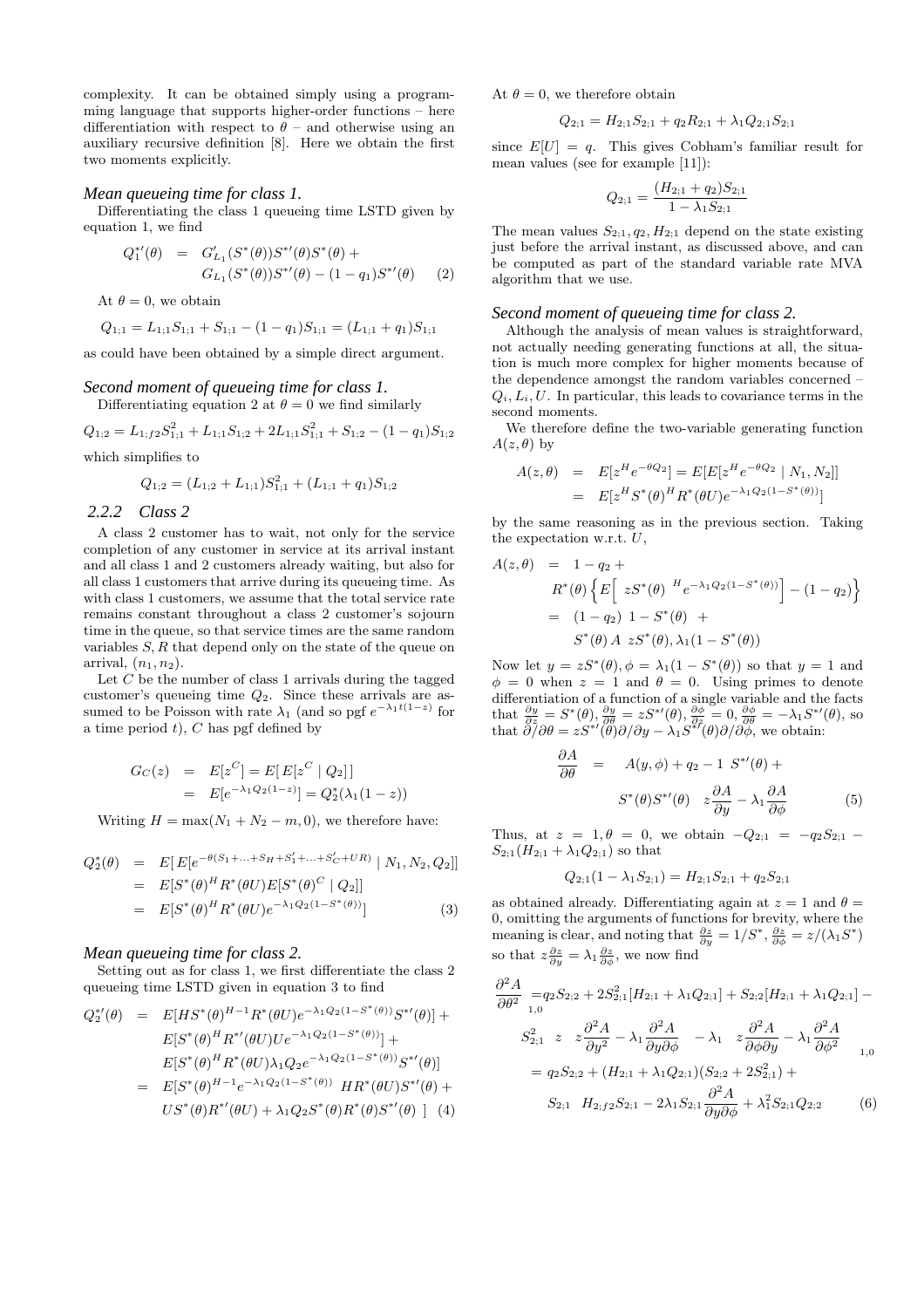complexity. It can be obtained simply using a programming language that supports higher-order functions – here differentiation with respect to $\theta$ – and otherwise using an auxiliary recursive definition [8]. Here we obtain the first two moments explicitly.

### *Mean queueing time for class 1.*

Differentiating the class 1 queueing time LSTD given by equation 1, we find

$$
\begin{aligned}
Q_1^{*\prime}(\theta) &= G'_{L_1}(S^*(\theta))S^{*\prime}(\theta)S^*(\theta) + \\
&\quad G_{L_1}(S^*(\theta))S^{*\prime}(\theta) - (1-q_1)S^{*\prime}(\theta) \qquad (2)
\end{aligned}
$$

At $\theta = 0$, we obtain

$$
Q_{1;1} = L_{1;1}S_{1;1} + S_{1;1} - (1-q_1)S_{1;1} = (L_{1;1} + q_1)S_{1;1}
$$

as could have been obtained by a simple direct argument.

### *Second moment of queueing time for class 1.*

Differentiating equation 2 at $\theta = 0$ we find similarly

$$
Q_{1;2} = L_{1;f2}S_{1;1}^2 + L_{1;1}S_{1;2} + 2L_{1;1}S_{1;1}^2 + S_{1;2} - (1-q_1)S_{1;2}
$$

which simplifies to

$$
Q_{1;2} = (L_{1;2} + L_{1;1})S_{1;1}^2 + (L_{1;1} + q_1)S_{1;2}
$$

### 2.2.2 Class 2

A class 2 customer has to wait, not only for the service completion of any customer in service at its arrival instant and all class 1 and 2 customers already waiting, but also for all class 1 customers that arrive during its queueing time. As with class 1 customers, we assume that the total service rate remains constant throughout a class 2 customer's sojourn time in the queue, so that service times are the same random variables $S, R$ that depend only on the state of the queue on arrival, $(n_1, n_2)$.

Let $C$ be the number of class 1 arrivals during the tagged customer's queueing time $Q_2$. Since these arrivals are assumed to be Poisson with rate $\lambda_1$ (and so pgf $e^{-\lambda_1 t(1-z)}$ for a time period $t$), $C$ has pgf defined by

$$
\begin{aligned}
G_C(z) &= E[z^C] = E[\,E[z^C \mid Q_2]\,] \\
&= E[e^{-\lambda_1 Q_2(1-z)}] = Q_2^*(\lambda_1(1-z))
\end{aligned}
$$

Writing $H = \max(N_1 + N_2 - m, 0)$, we therefore have:

$$
\begin{aligned}
Q_2^*(\theta) &= E[\,E[e^{-\theta(S_1+\ldots+S_H+S'_1+\ldots+S'_C+UR)} \mid N_1, N_2, Q_2]] \\
&= E[S^*(\theta)^H R^*(\theta U)E[S^*(\theta)^C \mid Q_2]] \\
&= E[S^*(\theta)^H R^*(\theta U)e^{-\lambda_1 Q_2(1-S^*(\theta))}] \qquad (3)
\end{aligned}
$$

### *Mean queueing time for class 2.*

Setting out as for class 1, we first differentiate the class 2 queueing time LSTD given in equation 3 to find

$$
\begin{aligned}
Q_2^{*\prime}(\theta) &= E[HS^*(\theta)^{H-1}R^*(\theta U)e^{-\lambda_1 Q_2(1-S^*(\theta))}S^{*\prime}(\theta)] + \\
&\quad E[S^*(\theta)^H R^{*\prime}(\theta U)Ue^{-\lambda_1 Q_2(1-S^*(\theta))}] + \\
&\quad E[S^*(\theta)^H R^*(\theta U)\lambda_1 Q_2 e^{-\lambda_1 Q_2(1-S^*(\theta))}S^{*\prime}(\theta)] \\
&= E[S^*(\theta)^{H-1}e^{-\lambda_1 Q_2(1-S^*(\theta))}\;\big(HR^*(\theta U)S^{*\prime}(\theta) + \\
&\quad US^*(\theta)R^{*\prime}(\theta U) + \lambda_1 Q_2 S^*(\theta)R^*(\theta)S^{*\prime}(\theta)\big)\,] \quad (4)
\end{aligned}
$$

At $\theta = 0$, we therefore obtain

$$
Q_{2;1} = H_{2;1}S_{2;1} + q_2R_{2;1} + \lambda_1 Q_{2;1}S_{2;1}
$$

since $E[U] = q$. This gives Cobham's familiar result for mean values (see for example [11]):

$$
Q_{2;1} = \frac{(H_{2;1} + q_2)S_{2;1}}{1 - \lambda_1 S_{2;1}}
$$

The mean values $S_{2;1}, q_2, H_{2;1}$ depend on the state existing just before the arrival instant, as discussed above, and can be computed as part of the standard variable rate MVA algorithm that we use.

### *Second moment of queueing time for class 2.*

Although the analysis of mean values is straightforward, not actually needing generating functions at all, the situation is much more complex for higher moments because of the dependence amongst the random variables concerned – $Q_i, L_i, U$. In particular, this leads to covariance terms in the second moments.

We therefore define the two-variable generating function $A(z,\theta)$ by

$$
\begin{aligned}
A(z,\theta) &= E[z^H e^{-\theta Q_2}] = E[E[z^H e^{-\theta Q_2} \mid N_1, N_2]] \\
&= E[z^H S^*(\theta)^H R^*(\theta U)e^{-\lambda_1 Q_2(1-S^*(\theta))}]
\end{aligned}
$$

by the same reasoning as in the previous section. Taking the expectation w.r.t. $U$,

$$
\begin{aligned}
A(z,\theta) &= 1 - q_2 + \\
&\quad R^*(\theta)\Big\{E\Big[\big(zS^*(\theta)\big)^H e^{-\lambda_1 Q_2(1-S^*(\theta))}\Big] - (1-q_2)\Big\} \\
&= (1-q_2)\big(1 - S^*(\theta)\big) + \\
&\quad S^*(\theta)\,A\big(zS^*(\theta), \lambda_1(1-S^*(\theta))\big)
\end{aligned}
$$

Now let $y = zS^*(\theta), \phi = \lambda_1(1-S^*(\theta))$ so that $y = 1$ and $\phi = 0$ when $z = 1$ and $\theta = 0$. Using primes to denote differentiation of a function of a single variable and the facts that $\frac{\partial y}{\partial z} = S^*(\theta), \frac{\partial y}{\partial \theta} = zS^{*\prime}(\theta), \frac{\partial \phi}{\partial z} = 0, \frac{\partial \phi}{\partial \theta} = -\lambda_1 S^{*\prime}(\theta)$, so that $\partial/\partial\theta = zS^{*\prime}(\theta)\partial/\partial y - \lambda_1 S^{*\prime}(\theta)\partial/\partial\phi$, we obtain:

$$
\begin{aligned}
\frac{\partial A}{\partial \theta} &= \big(A(y,\phi) + q_2 - 1\big)S^{*\prime}(\theta) + \\
&\quad S^*(\theta)S^{*\prime}(\theta)\left(z\frac{\partial A}{\partial y} - \lambda_1\frac{\partial A}{\partial \phi}\right) \qquad (5)
\end{aligned}
$$

Thus, at $z = 1, \theta = 0$, we obtain $-Q_{2;1} = -q_2S_{2;1} - S_{2;1}(H_{2;1} + \lambda_1 Q_{2;1})$ so that

$$
Q_{2;1}(1 - \lambda_1 S_{2;1}) = H_{2;1}S_{2;1} + q_2S_{2;1}
$$

as obtained already. Differentiating again at $z = 1$ and $\theta = 0$, omitting the arguments of functions for brevity, where the meaning is clear, and noting that $\frac{\partial z}{\partial y} = 1/S^*, \frac{\partial z}{\partial \phi} = z/(\lambda_1 S^*)$ so that $z\frac{\partial z}{\partial y} = \lambda_1\frac{\partial z}{\partial \phi}$, we now find

$$
\begin{aligned}
\left.\frac{\partial^2 A}{\partial \theta^2}\right|_{1,0} &= q_2S_{2;2} + 2S_{2;1}^2[H_{2;1} + \lambda_1 Q_{2;1}] + S_{2;2}[H_{2;1} + \lambda_1 Q_{2;1}] - \\
&\quad S_{2;1}^2\left(z\left(z\frac{\partial^2 A}{\partial y^2} - \lambda_1\frac{\partial^2 A}{\partial y\partial\phi}\right) - \lambda_1\left(z\frac{\partial^2 A}{\partial\phi\partial y} - \lambda_1\frac{\partial^2 A}{\partial\phi^2}\right)\right)_{1,0} \\
&= q_2S_{2;2} + (H_{2;1} + \lambda_1 Q_{2;1})(S_{2;2} + 2S_{2;1}^2) + \\
&\quad S_{2;1}\left(H_{2;f2}S_{2;1} - 2\lambda_1 S_{2;1}\frac{\partial^2 A}{\partial y\partial\phi} + \lambda_1^2 S_{2;1}Q_{2;2}\right) \qquad (6)
\end{aligned}
$$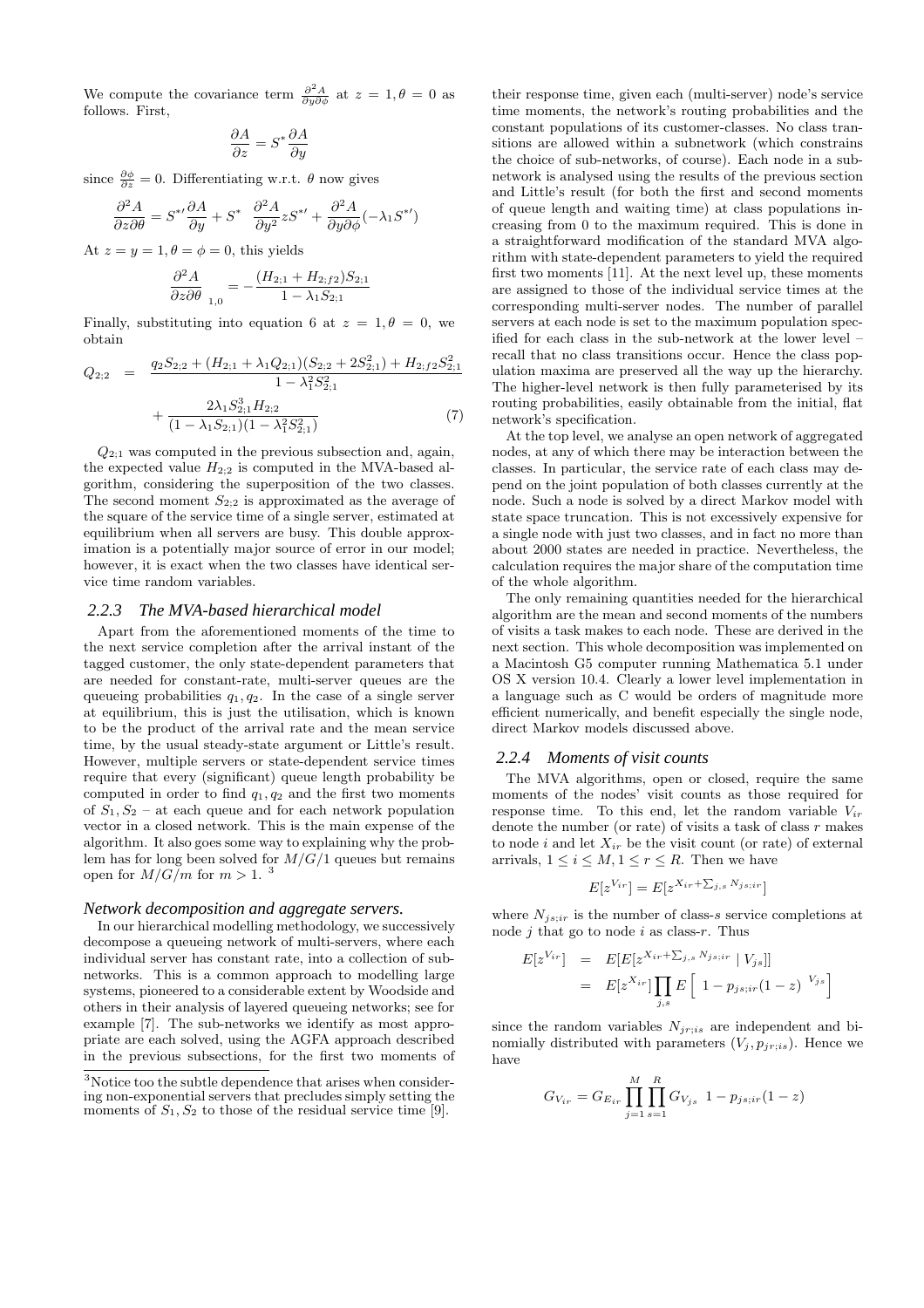We compute the covariance term $\frac{\partial^2 A}{\partial y \partial \phi}$ at $z = 1, \theta = 0$ as follows. First,

$$\frac{\partial A}{\partial z} = S^* \frac{\partial A}{\partial y}$$

since $\frac{\partial \phi}{\partial z} = 0$. Differentiating w.r.t. $\theta$ now gives

$$\frac{\partial^2 A}{\partial z \partial \theta} = S^{*\prime} \frac{\partial A}{\partial y} + S^* \left( \frac{\partial^2 A}{\partial y^2} z S^{*\prime} + \frac{\partial^2 A}{\partial y \partial \phi}(-\lambda_1 S^{*\prime}) \right)$$

At $z = y = 1, \theta = \phi = 0$, this yields

$$\left. \frac{\partial^2 A}{\partial z \partial \theta} \right|_{1,0} = -\frac{(H_{2;1} + H_{2;f2}) S_{2;1}}{1 - \lambda_1 S_{2;1}}$$

Finally, substituting into equation 6 at $z = 1, \theta = 0$, we obtain

$$\begin{aligned} Q_{2;2} &= \frac{q_2 S_{2;2} + (H_{2;1} + \lambda_1 Q_{2;1})(S_{2;2} + 2S_{2;1}^2) + H_{2;f2} S_{2;1}^2}{1 - \lambda_1^2 S_{2;1}^2} \\ &\quad + \frac{2\lambda_1 S_{2;1}^3 H_{2;2}}{(1 - \lambda_1 S_{2;1})(1 - \lambda_1^2 S_{2;1}^2)} \end{aligned} \tag{7}$$

$Q_{2;1}$ was computed in the previous subsection and, again, the expected value $H_{2;2}$ is computed in the MVA-based algorithm, considering the superposition of the two classes. The second moment $S_{2;2}$ is approximated as the average of the square of the service time of a single server, estimated at equilibrium when all servers are busy. This double approximation is a potentially major source of error in our model; however, it is exact when the two classes have identical service time random variables.

### 2.2.3 The MVA-based hierarchical model

Apart from the aforementioned moments of the time to the next service completion after the arrival instant of the tagged customer, the only state-dependent parameters that are needed for constant-rate, multi-server queues are the queueing probabilities $q_1, q_2$. In the case of a single server at equilibrium, this is just the utilisation, which is known to be the product of the arrival rate and the mean service time, by the usual steady-state argument or Little's result. However, multiple servers or state-dependent service times require that every (significant) queue length probability be computed in order to find $q_1, q_2$ and the first two moments of $S_1, S_2$ – at each queue and for each network population vector in a closed network. This is the main expense of the algorithm. It also goes some way to explaining why the problem has for long been solved for $M/G/1$ queues but remains open for $M/G/m$ for $m > 1$. [3]

#### Network decomposition and aggregate servers.

In our hierarchical modelling methodology, we successively decompose a queueing network of multi-servers, where each individual server has constant rate, into a collection of subnetworks. This is a common approach to modelling large systems, pioneered to a considerable extent by Woodside and others in their analysis of layered queueing networks; see for example [7]. The sub-networks we identify as most appropriate are each solved, using the AGFA approach described in the previous subsections, for the first two moments of their response time, given each (multi-server) node's service time moments, the network's routing probabilities and the constant populations of its customer-classes. No class transitions are allowed within a subnetwork (which constrains the choice of sub-networks, of course). Each node in a subnetwork is analysed using the results of the previous section and Little's result (for both the first and second moments of queue length and waiting time) at class populations increasing from 0 to the maximum required. This is done in a straightforward modification of the standard MVA algorithm with state-dependent parameters to yield the required first two moments [11]. At the next level up, these moments are assigned to those of the individual service times at the corresponding multi-server nodes. The number of parallel servers at each node is set to the maximum population specified for each class in the sub-network at the lower level – recall that no class transitions occur. Hence the class population maxima are preserved all the way up the hierarchy. The higher-level network is then fully parameterised by its routing probabilities, easily obtainable from the initial, flat network's specification.

At the top level, we analyse an open network of aggregated nodes, at any of which there may be interaction between the classes. In particular, the service rate of each class may depend on the joint population of both classes currently at the node. Such a node is solved by a direct Markov model with state space truncation. This is not excessively expensive for a single node with just two classes, and in fact no more than about 2000 states are needed in practice. Nevertheless, the calculation requires the major share of the computation time of the whole algorithm.

The only remaining quantities needed for the hierarchical algorithm are the mean and second moments of the numbers of visits a task makes to each node. These are derived in the next section. This whole decomposition was implemented on a Macintosh G5 computer running Mathematica 5.1 under OS X version 10.4. Clearly a lower level implementation in a language such as C would be orders of magnitude more efficient numerically, and benefit especially the single node, direct Markov models discussed above.

### 2.2.4 Moments of visit counts

The MVA algorithms, open or closed, require the same moments of the nodes' visit counts as those required for response time. To this end, let the random variable $V_{ir}$ denote the number (or rate) of visits a task of class $r$ makes to node $i$ and let $X_{ir}$ be the visit count (or rate) of external arrivals, $1 \le i \le M, 1 \le r \le R$. Then we have

$$E[z^{V_{ir}}] = E[z^{X_{ir} + \sum_{j,s} N_{js;ir}}]$$

where $N_{js;ir}$ is the number of class-$s$ service completions at node $j$ that go to node $i$ as class-$r$. Thus

$$\begin{aligned} E[z^{V_{ir}}] &= E[E[z^{X_{ir} + \sum_{j,s} N_{js;ir}} \mid V_{js}]] \\ &= E[z^{X_{ir}}] \prod_{j,s} E\left[ \left( 1 - p_{js;ir}(1 - z) \right)^{V_{js}} \right] \end{aligned}$$

since the random variables $N_{jr;is}$ are independent and binomially distributed with parameters $(V_j, p_{jr;is})$. Hence we have

$$G_{V_{ir}} = G_{E_{ir}} \prod_{j=1}^{M} \prod_{s=1}^{R} G_{V_{js}} \left( 1 - p_{js;ir}(1 - z) \right)$$

---

[3] Notice too the subtle dependence that arises when considering non-exponential servers that precludes simply setting the moments of $S_1, S_2$ to those of the residual service time [9].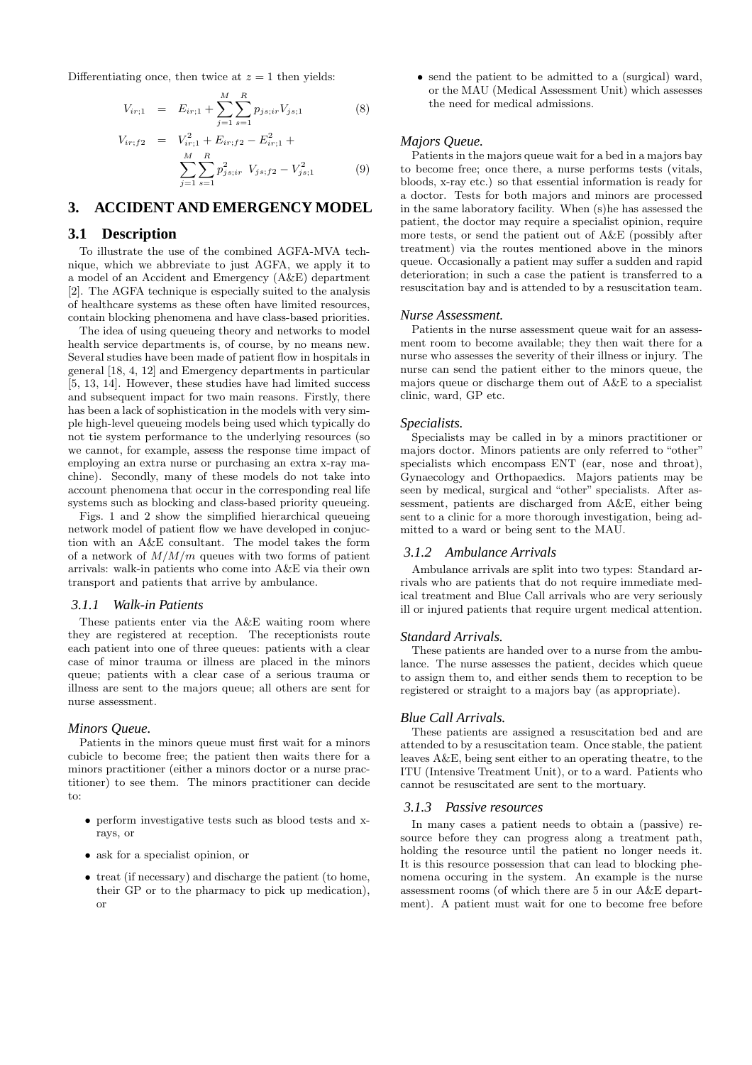Differentiating once, then twice at $z = 1$ then yields:

$$V_{ir;1} = E_{ir;1} + \sum_{j=1}^{M}\sum_{s=1}^{R} p_{js;ir} V_{js;1} \tag{8}$$

$$V_{ir;f2} = V_{ir;1}^2 + E_{ir;f2} - E_{ir;1}^2 + \sum_{j=1}^{M}\sum_{s=1}^{R} p_{js;ir}^2 \; V_{js;f2} - V_{js;1}^2 \tag{9}$$

## 3. ACCIDENT AND EMERGENCY MODEL

### 3.1 Description

To illustrate the use of the combined AGFA-MVA technique, which we abbreviate to just AGFA, we apply it to a model of an Accident and Emergency (A&E) department [2]. The AGFA technique is especially suited to the analysis of healthcare systems as these often have limited resources, contain blocking phenomena and have class-based priorities.

The idea of using queueing theory and networks to model health service departments is, of course, by no means new. Several studies have been made of patient flow in hospitals in general [18, 4, 12] and Emergency departments in particular [5, 13, 14]. However, these studies have had limited success and subsequent impact for two main reasons. Firstly, there has been a lack of sophistication in the models with very simple high-level queueing models being used which typically do not tie system performance to the underlying resources (so we cannot, for example, assess the response time impact of employing an extra nurse or purchasing an extra x-ray machine). Secondly, many of these models do not take into account phenomena that occur in the corresponding real life systems such as blocking and class-based priority queueing.

Figs. 1 and 2 show the simplified hierarchical queueing network model of patient flow we have developed in conjuction with an A&E consultant. The model takes the form of a network of $M/M/m$ queues with two forms of patient arrivals: walk-in patients who come into A&E via their own transport and patients that arrive by ambulance.

#### 3.1.1 Walk-in Patients

These patients enter via the A&E waiting room where they are registered at reception. The receptionists route each patient into one of three queues: patients with a clear case of minor trauma or illness are placed in the minors queue; patients with a clear case of a serious trauma or illness are sent to the majors queue; all others are sent for nurse assessment.

*Minors Queue.*

Patients in the minors queue must first wait for a minors cubicle to become free; the patient then waits there for a minors practitioner (either a minors doctor or a nurse practitioner) to see them. The minors practitioner can decide to:

- perform investigative tests such as blood tests and x-rays, or
- ask for a specialist opinion, or
- treat (if necessary) and discharge the patient (to home, their GP or to the pharmacy to pick up medication), or
- send the patient to be admitted to a (surgical) ward, or the MAU (Medical Assessment Unit) which assesses the need for medical admissions.

*Majors Queue.*

Patients in the majors queue wait for a bed in a majors bay to become free; once there, a nurse performs tests (vitals, bloods, x-ray etc.) so that essential information is ready for a doctor. Tests for both majors and minors are processed in the same laboratory facility. When (s)he has assessed the patient, the doctor may require a specialist opinion, require more tests, or send the patient out of A&E (possibly after treatment) via the routes mentioned above in the minors queue. Occasionally a patient may suffer a sudden and rapid deterioration; in such a case the patient is transferred to a resuscitation bay and is attended to by a resuscitation team.

*Nurse Assessment.*

Patients in the nurse assessment queue wait for an assessment room to become available; they then wait there for a nurse who assesses the severity of their illness or injury. The nurse can send the patient either to the minors queue, the majors queue or discharge them out of A&E to a specialist clinic, ward, GP etc.

*Specialists.*

Specialists may be called in by a minors practitioner or majors doctor. Minors patients are only referred to "other" specialists which encompass ENT (ear, nose and throat), Gynaecology and Orthopaedics. Majors patients may be seen by medical, surgical and "other" specialists. After assessment, patients are discharged from A&E, either being sent to a clinic for a more thorough investigation, being admitted to a ward or being sent to the MAU.

#### 3.1.2 Ambulance Arrivals

Ambulance arrivals are split into two types: Standard arrivals who are patients that do not require immediate medical treatment and Blue Call arrivals who are very seriously ill or injured patients that require urgent medical attention.

*Standard Arrivals.*

These patients are handed over to a nurse from the ambulance. The nurse assesses the patient, decides which queue to assign them to, and either sends them to reception to be registered or straight to a majors bay (as appropriate).

*Blue Call Arrivals.*

These patients are assigned a resuscitation bed and are attended to by a resuscitation team. Once stable, the patient leaves A&E, being sent either to an operating theatre, to the ITU (Intensive Treatment Unit), or to a ward. Patients who cannot be resuscitated are sent to the mortuary.

#### 3.1.3 Passive resources

In many cases a patient needs to obtain a (passive) resource before they can progress along a treatment path, holding the resource until the patient no longer needs it. It is this resource possession that can lead to blocking phenomena occuring in the system. An example is the nurse assessment rooms (of which there are 5 in our A&E department). A patient must wait for one to become free before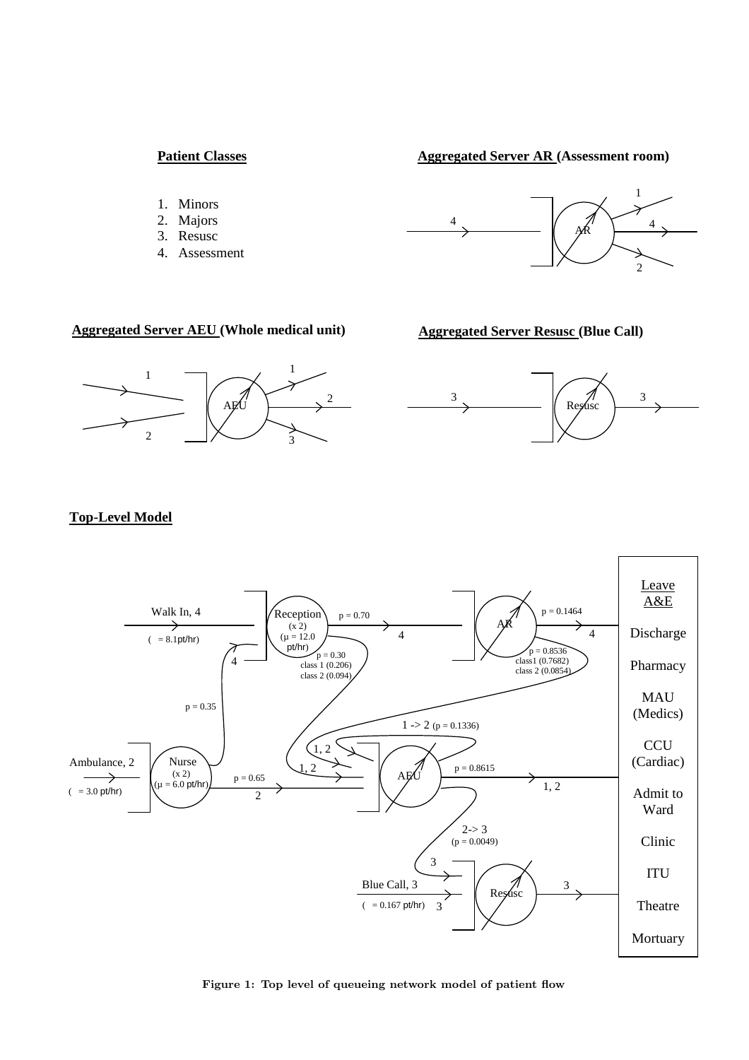**Patient Classes**

1. Minors
2. Majors
3. Resusc
4. Assessment

**Aggregated Server AR (Assessment room)**

**Aggregated Server AEU (Whole medical unit)**

**Aggregated Server Resusc (Blue Call)**

**Top-Level Model**

Figure 1: Top level of queueing network model of patient flow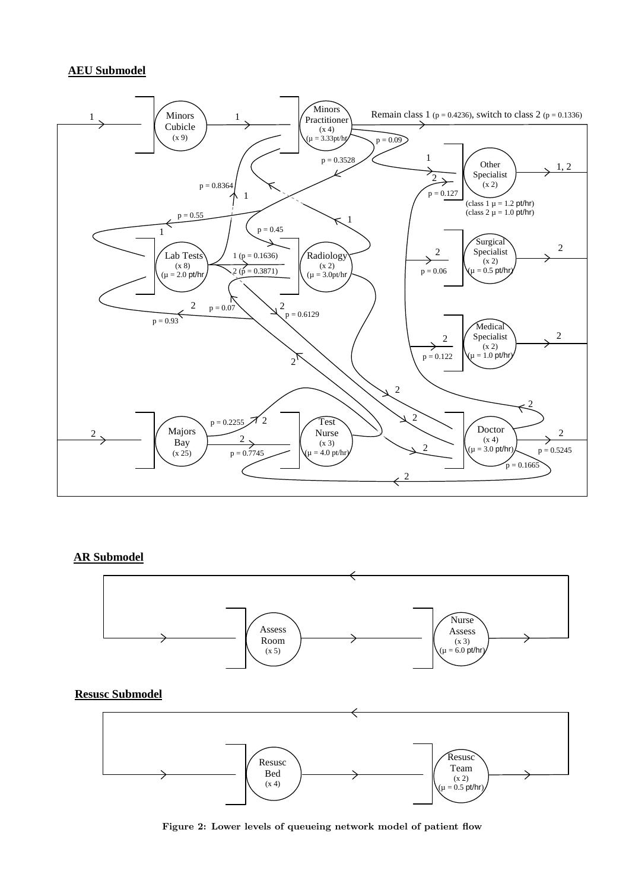**AEU Submodel**

**AR Submodel**

**Resusc Submodel**

**Figure 2: Lower levels of queueing network model of patient flow**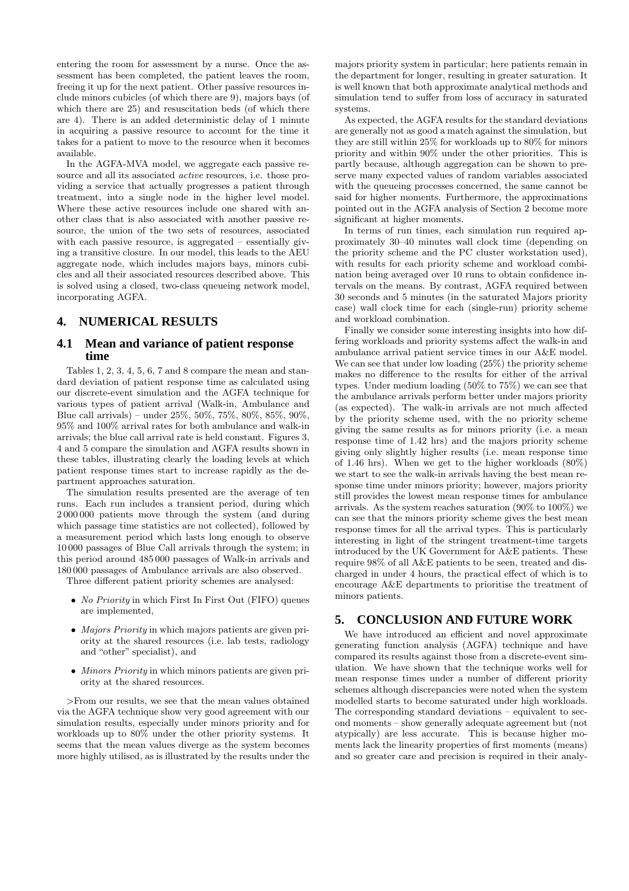entering the room for assessment by a nurse. Once the assessment has been completed, the patient leaves the room, freeing it up for the next patient. Other passive resources include minors cubicles (of which there are 9), majors bays (of which there are 25) and resuscitation beds (of which there are 4). There is an added deterministic delay of 1 minute in acquiring a passive resource to account for the time it takes for a patient to move to the resource when it becomes available.

In the AGFA-MVA model, we aggregate each passive resource and all its associated *active* resources, i.e. those providing a service that actually progresses a patient through treatment, into a single node in the higher level model. Where these active resources include one shared with another class that is also associated with another passive resource, the union of the two sets of resources, associated with each passive resource, is aggregated – essentially giving a transitive closure. In our model, this leads to the AEU aggregate node, which includes majors bays, minors cubicles and all their associated resources described above. This is solved using a closed, two-class queueing network model, incorporating AGFA.

## 4. NUMERICAL RESULTS

### 4.1 Mean and variance of patient response time

Tables 1, 2, 3, 4, 5, 6, 7 and 8 compare the mean and standard deviation of patient response time as calculated using our discrete-event simulation and the AGFA technique for various types of patient arrival (Walk-in, Ambulance and Blue call arrivals) – under 25%, 50%, 75%, 80%, 85%, 90%, 95% and 100% arrival rates for both ambulance and walk-in arrivals; the blue call arrival rate is held constant. Figures 3, 4 and 5 compare the simulation and AGFA results shown in these tables, illustrating clearly the loading levels at which patient response times start to increase rapidly as the department approaches saturation.

The simulation results presented are the average of ten runs. Each run includes a transient period, during which 2 000 000 patients move through the system (and during which passage time statistics are not collected), followed by a measurement period which lasts long enough to observe 10 000 passages of Blue Call arrivals through the system; in this period around 485 000 passages of Walk-in arrivals and 180 000 passages of Ambulance arrivals are also observed.

Three different patient priority schemes are analysed:

- *No Priority* in which First In First Out (FIFO) queues are implemented,
- *Majors Priority* in which majors patients are given priority at the shared resources (i.e. lab tests, radiology and "other" specialist), and
- *Minors Priority* in which minors patients are given priority at the shared resources.

>From our results, we see that the mean values obtained via the AGFA technique show very good agreement with our simulation results, especially under minors priority and for workloads up to 80% under the other priority systems. It seems that the mean values diverge as the system becomes more highly utilised, as is illustrated by the results under the majors priority system in particular; here patients remain in the department for longer, resulting in greater saturation. It is well known that both approximate analytical methods and simulation tend to suffer from loss of accuracy in saturated systems.

As expected, the AGFA results for the standard deviations are generally not as good a match against the simulation, but they are still within 25% for workloads up to 80% for minors priority and within 90% under the other priorities. This is partly because, although aggregation can be shown to preserve many expected values of random variables associated with the queueing processes concerned, the same cannot be said for higher moments. Furthermore, the approximations pointed out in the AGFA analysis of Section 2 become more significant at higher moments.

In terms of run times, each simulation run required approximately 30–40 minutes wall clock time (depending on the priority scheme and the PC cluster workstation used), with results for each priority scheme and workload combination being averaged over 10 runs to obtain confidence intervals on the means. By contrast, AGFA required between 30 seconds and 5 minutes (in the saturated Majors priority case) wall clock time for each (single-run) priority scheme and workload combination.

Finally we consider some interesting insights into how differing workloads and priority systems affect the walk-in and ambulance arrival patient service times in our A&E model. We can see that under low loading (25%) the priority scheme makes no difference to the results for either of the arrival types. Under medium loading (50% to 75%) we can see that the ambulance arrivals perform better under majors priority (as expected). The walk-in arrivals are not much affected by the priority scheme used, with the no priority scheme giving the same results as for minors priority (i.e. a mean response time of 1.42 hrs) and the majors priority scheme giving only slightly higher results (i.e. mean response time of 1.46 hrs). When we get to the higher workloads (80%) we start to see the walk-in arrivals having the best mean response time under minors priority; however, majors priority still provides the lowest mean response times for ambulance arrivals. As the system reaches saturation (90% to 100%) we can see that the minors priority scheme gives the best mean response times for all the arrival types. This is particularly interesting in light of the stringent treatment-time targets introduced by the UK Government for A&E patients. These require 98% of all A&E patients to be seen, treated and discharged in under 4 hours, the practical effect of which is to encourage A&E departments to prioritise the treatment of minors patients.

## 5. CONCLUSION AND FUTURE WORK

We have introduced an efficient and novel approximate generating function analysis (AGFA) technique and have compared its results against those from a discrete-event simulation. We have shown that the technique works well for mean response times under a number of different priority schemes although discrepancies were noted when the system modelled starts to become saturated under high workloads. The corresponding standard deviations – equivalent to second moments – show generally adequate agreement but (not atypically) are less accurate. This is because higher moments lack the linearity properties of first moments (means) and so greater care and precision is required in their analy-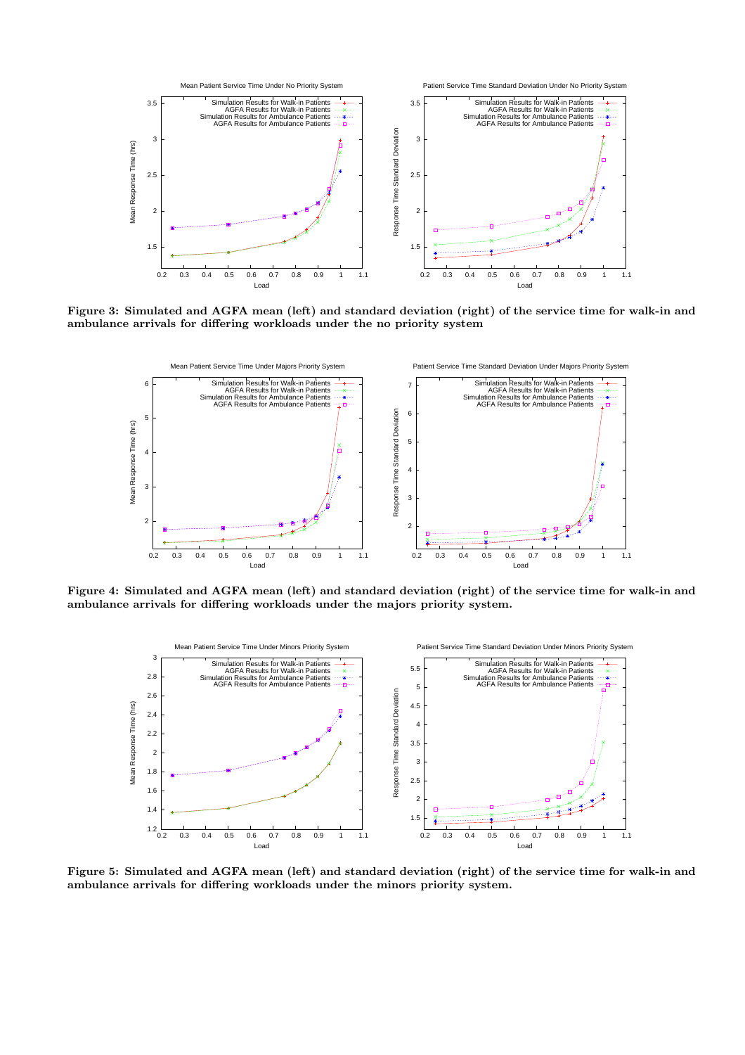Figure 3: Simulated and AGFA mean (left) and standard deviation (right) of the service time for walk-in and ambulance arrivals for differing workloads under the no priority system

Figure 4: Simulated and AGFA mean (left) and standard deviation (right) of the service time for walk-in and ambulance arrivals for differing workloads under the majors priority system.

Figure 5: Simulated and AGFA mean (left) and standard deviation (right) of the service time for walk-in and ambulance arrivals for differing workloads under the minors priority system.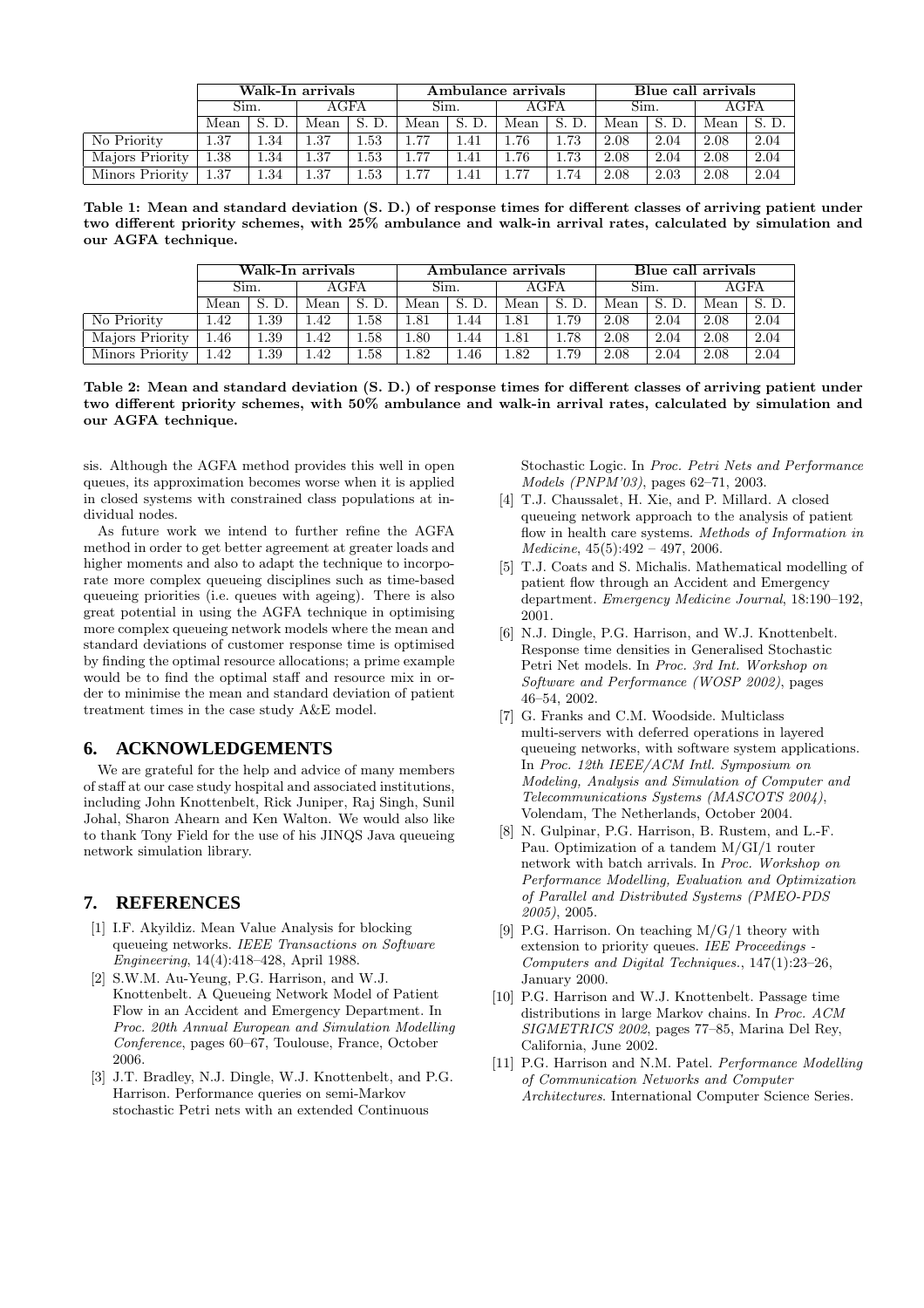| | Walk-In arrivals | | | | Ambulance arrivals | | | | Blue call arrivals | | | |
|---|---|---|---|---|---|---|---|---|---|---|---|---|
| | Sim. | | AGFA | | Sim. | | AGFA | | Sim. | | AGFA | |
| | Mean | S. D. | Mean | S. D. | Mean | S. D. | Mean | S. D. | Mean | S. D. | Mean | S. D. |
| No Priority | 1.37 | 1.34 | 1.37 | 1.53 | 1.77 | 1.41 | 1.76 | 1.73 | 2.08 | 2.04 | 2.08 | 2.04 |
| Majors Priority | 1.38 | 1.34 | 1.37 | 1.53 | 1.77 | 1.41 | 1.76 | 1.73 | 2.08 | 2.04 | 2.08 | 2.04 |
| Minors Priority | 1.37 | 1.34 | 1.37 | 1.53 | 1.77 | 1.41 | 1.77 | 1.74 | 2.08 | 2.03 | 2.08 | 2.04 |

**Table 1: Mean and standard deviation (S. D.) of response times for different classes of arriving patient under two different priority schemes, with 25% ambulance and walk-in arrival rates, calculated by simulation and our AGFA technique.**

| | Walk-In arrivals | | | | Ambulance arrivals | | | | Blue call arrivals | | | |
|---|---|---|---|---|---|---|---|---|---|---|---|---|
| | Sim. | | AGFA | | Sim. | | AGFA | | Sim. | | AGFA | |
| | Mean | S. D. | Mean | S. D. | Mean | S. D. | Mean | S. D. | Mean | S. D. | Mean | S. D. |
| No Priority | 1.42 | 1.39 | 1.42 | 1.58 | 1.81 | 1.44 | 1.81 | 1.79 | 2.08 | 2.04 | 2.08 | 2.04 |
| Majors Priority | 1.46 | 1.39 | 1.42 | 1.58 | 1.80 | 1.44 | 1.81 | 1.78 | 2.08 | 2.04 | 2.08 | 2.04 |
| Minors Priority | 1.42 | 1.39 | 1.42 | 1.58 | 1.82 | 1.46 | 1.82 | 1.79 | 2.08 | 2.04 | 2.08 | 2.04 |

**Table 2: Mean and standard deviation (S. D.) of response times for different classes of arriving patient under two different priority schemes, with 50% ambulance and walk-in arrival rates, calculated by simulation and our AGFA technique.**

sis. Although the AGFA method provides this well in open queues, its approximation becomes worse when it is applied in closed systems with constrained class populations at individual nodes.

As future work we intend to further refine the AGFA method in order to get better agreement at greater loads and higher moments and also to adapt the technique to incorporate more complex queueing disciplines such as time-based queueing priorities (i.e. queues with ageing). There is also great potential in using the AGFA technique in optimising more complex queueing network models where the mean and standard deviations of customer response time is optimised by finding the optimal resource allocations; a prime example would be to find the optimal staff and resource mix in order to minimise the mean and standard deviation of patient treatment times in the case study A&E model.

## 6. ACKNOWLEDGEMENTS

We are grateful for the help and advice of many members of staff at our case study hospital and associated institutions, including John Knottenbelt, Rick Juniper, Raj Singh, Sunil Johal, Sharon Ahearn and Ken Walton. We would also like to thank Tony Field for the use of his JINQS Java queueing network simulation library.

## 7. REFERENCES

[1] I.F. Akyildiz. Mean Value Analysis for blocking queueing networks. *IEEE Transactions on Software Engineering*, 14(4):418–428, April 1988.

[2] S.W.M. Au-Yeung, P.G. Harrison, and W.J. Knottenbelt. A Queueing Network Model of Patient Flow in an Accident and Emergency Department. In *Proc. 20th Annual European and Simulation Modelling Conference*, pages 60–67, Toulouse, France, October 2006.

[3] J.T. Bradley, N.J. Dingle, W.J. Knottenbelt, and P.G. Harrison. Performance queries on semi-Markov stochastic Petri nets with an extended Continuous Stochastic Logic. In *Proc. Petri Nets and Performance Models (PNPM'03)*, pages 62–71, 2003.

[4] T.J. Chaussalet, H. Xie, and P. Millard. A closed queueing network approach to the analysis of patient flow in health care systems. *Methods of Information in Medicine*, 45(5):492 – 497, 2006.

[5] T.J. Coats and S. Michalis. Mathematical modelling of patient flow through an Accident and Emergency department. *Emergency Medicine Journal*, 18:190–192, 2001.

[6] N.J. Dingle, P.G. Harrison, and W.J. Knottenbelt. Response time densities in Generalised Stochastic Petri Net models. In *Proc. 3rd Int. Workshop on Software and Performance (WOSP 2002)*, pages 46–54, 2002.

[7] G. Franks and C.M. Woodside. Multiclass multi-servers with deferred operations in layered queueing networks, with software system applications. In *Proc. 12th IEEE/ACM Intl. Symposium on Modeling, Analysis and Simulation of Computer and Telecommunications Systems (MASCOTS 2004)*, Volendam, The Netherlands, October 2004.

[8] N. Gulpinar, P.G. Harrison, B. Rustem, and L.-F. Pau. Optimization of a tandem M/GI/1 router network with batch arrivals. In *Proc. Workshop on Performance Modelling, Evaluation and Optimization of Parallel and Distributed Systems (PMEO-PDS 2005)*, 2005.

[9] P.G. Harrison. On teaching M/G/1 theory with extension to priority queues. *IEE Proceedings - Computers and Digital Techniques.*, 147(1):23–26, January 2000.

[10] P.G. Harrison and W.J. Knottenbelt. Passage time distributions in large Markov chains. In *Proc. ACM SIGMETRICS 2002*, pages 77–85, Marina Del Rey, California, June 2002.

[11] P.G. Harrison and N.M. Patel. *Performance Modelling of Communication Networks and Computer Architectures*. International Computer Science Series.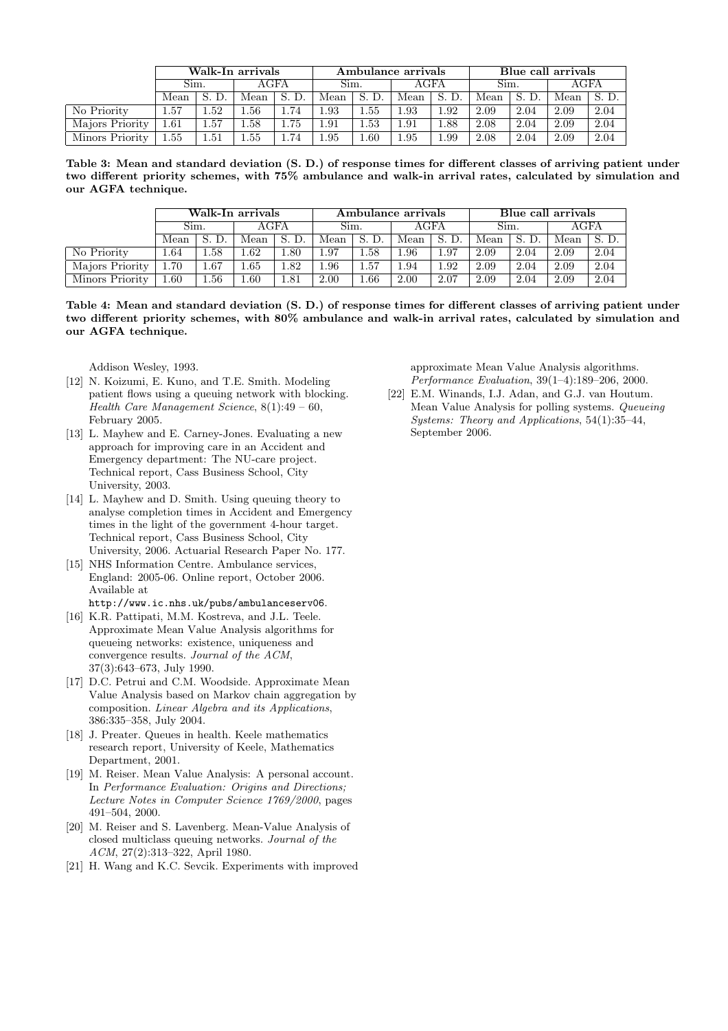| | Walk-In arrivals | | | | Ambulance arrivals | | | | Blue call arrivals | | | |
|---|---|---|---|---|---|---|---|---|---|---|---|---|
| | Sim. | | AGFA | | Sim. | | AGFA | | Sim. | | AGFA | |
| | Mean | S. D. | Mean | S. D. | Mean | S. D. | Mean | S. D. | Mean | S. D. | Mean | S. D. |
| No Priority | 1.57 | 1.52 | 1.56 | 1.74 | 1.93 | 1.55 | 1.93 | 1.92 | 2.09 | 2.04 | 2.09 | 2.04 |
| Majors Priority | 1.61 | 1.57 | 1.58 | 1.75 | 1.91 | 1.53 | 1.91 | 1.88 | 2.08 | 2.04 | 2.09 | 2.04 |
| Minors Priority | 1.55 | 1.51 | 1.55 | 1.74 | 1.95 | 1.60 | 1.95 | 1.99 | 2.08 | 2.04 | 2.09 | 2.04 |

**Table 3: Mean and standard deviation (S. D.) of response times for different classes of arriving patient under two different priority schemes, with 75% ambulance and walk-in arrival rates, calculated by simulation and our AGFA technique.**

| | Walk-In arrivals | | | | Ambulance arrivals | | | | Blue call arrivals | | | |
|---|---|---|---|---|---|---|---|---|---|---|---|---|
| | Sim. | | AGFA | | Sim. | | AGFA | | Sim. | | AGFA | |
| | Mean | S. D. | Mean | S. D. | Mean | S. D. | Mean | S. D. | Mean | S. D. | Mean | S. D. |
| No Priority | 1.64 | 1.58 | 1.62 | 1.80 | 1.97 | 1.58 | 1.96 | 1.97 | 2.09 | 2.04 | 2.09 | 2.04 |
| Majors Priority | 1.70 | 1.67 | 1.65 | 1.82 | 1.96 | 1.57 | 1.94 | 1.92 | 2.09 | 2.04 | 2.09 | 2.04 |
| Minors Priority | 1.60 | 1.56 | 1.60 | 1.81 | 2.00 | 1.66 | 2.00 | 2.07 | 2.09 | 2.04 | 2.09 | 2.04 |

**Table 4: Mean and standard deviation (S. D.) of response times for different classes of arriving patient under two different priority schemes, with 80% ambulance and walk-in arrival rates, calculated by simulation and our AGFA technique.**

Addison Wesley, 1993.

[12] N. Koizumi, E. Kuno, and T.E. Smith. Modeling patient flows using a queuing network with blocking. *Health Care Management Science*, 8(1):49 – 60, February 2005.

[13] L. Mayhew and E. Carney-Jones. Evaluating a new approach for improving care in an Accident and Emergency department: The NU-care project. Technical report, Cass Business School, City University, 2003.

[14] L. Mayhew and D. Smith. Using queuing theory to analyse completion times in Accident and Emergency times in the light of the government 4-hour target. Technical report, Cass Business School, City University, 2006. Actuarial Research Paper No. 177.

[15] NHS Information Centre. Ambulance services, England: 2005-06. Online report, October 2006. Available at http://www.ic.nhs.uk/pubs/ambulanceserv06.

[16] K.R. Pattipati, M.M. Kostreva, and J.L. Teele. Approximate Mean Value Analysis algorithms for queueing networks: existence, uniqueness and convergence results. *Journal of the ACM*, 37(3):643–673, July 1990.

[17] D.C. Petrui and C.M. Woodside. Approximate Mean Value Analysis based on Markov chain aggregation by composition. *Linear Algebra and its Applications*, 386:335–358, July 2004.

[18] J. Preater. Queues in health. Keele mathematics research report, University of Keele, Mathematics Department, 2001.

[19] M. Reiser. Mean Value Analysis: A personal account. In *Performance Evaluation: Origins and Directions; Lecture Notes in Computer Science 1769/2000*, pages 491–504, 2000.

[20] M. Reiser and S. Lavenberg. Mean-Value Analysis of closed multiclass queuing networks. *Journal of the ACM*, 27(2):313–322, April 1980.

[21] H. Wang and K.C. Sevcik. Experiments with improved approximate Mean Value Analysis algorithms. *Performance Evaluation*, 39(1–4):189–206, 2000.

[22] E.M. Winands, I.J. Adan, and G.J. van Houtum. Mean Value Analysis for polling systems. *Queueing Systems: Theory and Applications*, 54(1):35–44, September 2006.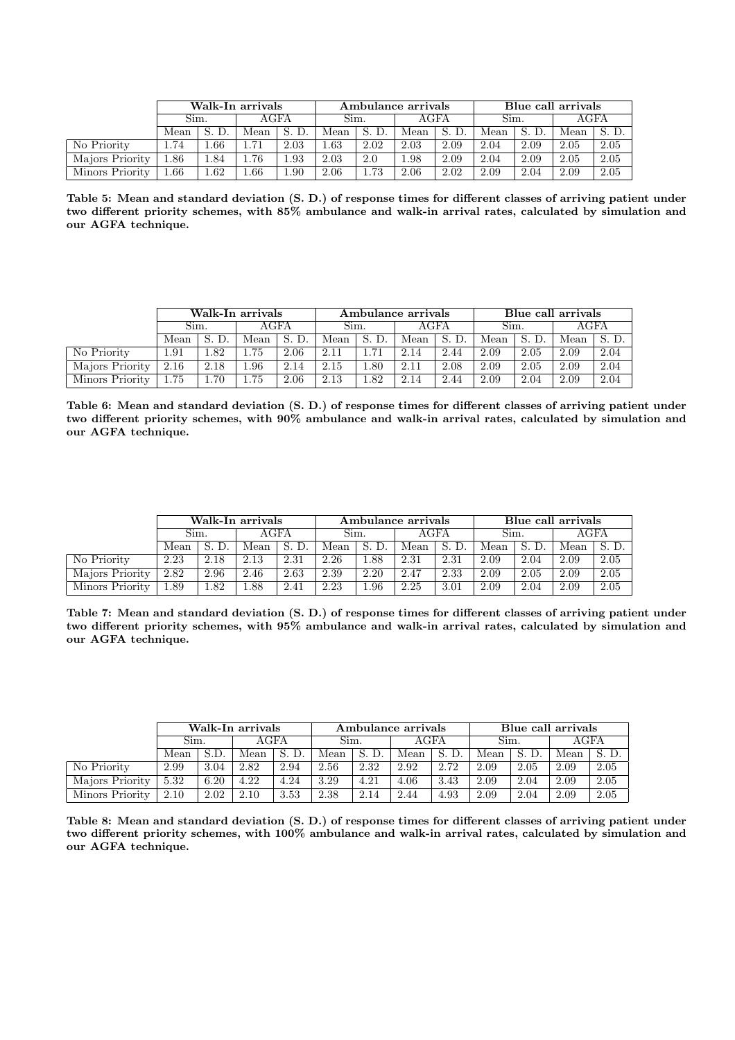| | Walk-In arrivals | | | | Ambulance arrivals | | | | Blue call arrivals | | | |
|---|---|---|---|---|---|---|---|---|---|---|---|---|
| | Sim. | | AGFA | | Sim. | | AGFA | | Sim. | | AGFA | |
| | Mean | S. D. | Mean | S. D. | Mean | S. D. | Mean | S. D. | Mean | S. D. | Mean | S. D. |
| No Priority | 1.74 | 1.66 | 1.71 | 2.03 | 1.63 | 2.02 | 2.03 | 2.09 | 2.04 | 2.09 | 2.05 | 2.05 |
| Majors Priority | 1.86 | 1.84 | 1.76 | 1.93 | 2.03 | 2.0 | 1.98 | 2.09 | 2.04 | 2.09 | 2.05 | 2.05 |
| Minors Priority | 1.66 | 1.62 | 1.66 | 1.90 | 2.06 | 1.73 | 2.06 | 2.02 | 2.09 | 2.04 | 2.09 | 2.05 |

**Table 5: Mean and standard deviation (S. D.) of response times for different classes of arriving patient under two different priority schemes, with 85% ambulance and walk-in arrival rates, calculated by simulation and our AGFA technique.**

| | Walk-In arrivals | | | | Ambulance arrivals | | | | Blue call arrivals | | | |
|---|---|---|---|---|---|---|---|---|---|---|---|---|
| | Sim. | | AGFA | | Sim. | | AGFA | | Sim. | | AGFA | |
| | Mean | S. D. | Mean | S. D. | Mean | S. D. | Mean | S. D. | Mean | S. D. | Mean | S. D. |
| No Priority | 1.91 | 1.82 | 1.75 | 2.06 | 2.11 | 1.71 | 2.14 | 2.44 | 2.09 | 2.05 | 2.09 | 2.04 |
| Majors Priority | 2.16 | 2.18 | 1.96 | 2.14 | 2.15 | 1.80 | 2.11 | 2.08 | 2.09 | 2.05 | 2.09 | 2.04 |
| Minors Priority | 1.75 | 1.70 | 1.75 | 2.06 | 2.13 | 1.82 | 2.14 | 2.44 | 2.09 | 2.04 | 2.09 | 2.04 |

**Table 6: Mean and standard deviation (S. D.) of response times for different classes of arriving patient under two different priority schemes, with 90% ambulance and walk-in arrival rates, calculated by simulation and our AGFA technique.**

| | Walk-In arrivals | | | | Ambulance arrivals | | | | Blue call arrivals | | | |
|---|---|---|---|---|---|---|---|---|---|---|---|---|
| | Sim. | | AGFA | | Sim. | | AGFA | | Sim. | | AGFA | |
| | Mean | S. D. | Mean | S. D. | Mean | S. D. | Mean | S. D. | Mean | S. D. | Mean | S. D. |
| No Priority | 2.23 | 2.18 | 2.13 | 2.31 | 2.26 | 1.88 | 2.31 | 2.31 | 2.09 | 2.04 | 2.09 | 2.05 |
| Majors Priority | 2.82 | 2.96 | 2.46 | 2.63 | 2.39 | 2.20 | 2.47 | 2.33 | 2.09 | 2.05 | 2.09 | 2.05 |
| Minors Priority | 1.89 | 1.82 | 1.88 | 2.41 | 2.23 | 1.96 | 2.25 | 3.01 | 2.09 | 2.04 | 2.09 | 2.05 |

**Table 7: Mean and standard deviation (S. D.) of response times for different classes of arriving patient under two different priority schemes, with 95% ambulance and walk-in arrival rates, calculated by simulation and our AGFA technique.**

| | Walk-In arrivals | | | | Ambulance arrivals | | | | Blue call arrivals | | | |
|---|---|---|---|---|---|---|---|---|---|---|---|---|
| | Sim. | | AGFA | | Sim. | | AGFA | | Sim. | | AGFA | |
| | Mean | S.D. | Mean | S. D. | Mean | S. D. | Mean | S. D. | Mean | S. D. | Mean | S. D. |
| No Priority | 2.99 | 3.04 | 2.82 | 2.94 | 2.56 | 2.32 | 2.92 | 2.72 | 2.09 | 2.05 | 2.09 | 2.05 |
| Majors Priority | 5.32 | 6.20 | 4.22 | 4.24 | 3.29 | 4.21 | 4.06 | 3.43 | 2.09 | 2.04 | 2.09 | 2.05 |
| Minors Priority | 2.10 | 2.02 | 2.10 | 3.53 | 2.38 | 2.14 | 2.44 | 4.93 | 2.09 | 2.04 | 2.09 | 2.05 |

**Table 8: Mean and standard deviation (S. D.) of response times for different classes of arriving patient under two different priority schemes, with 100% ambulance and walk-in arrival rates, calculated by simulation and our AGFA technique.**